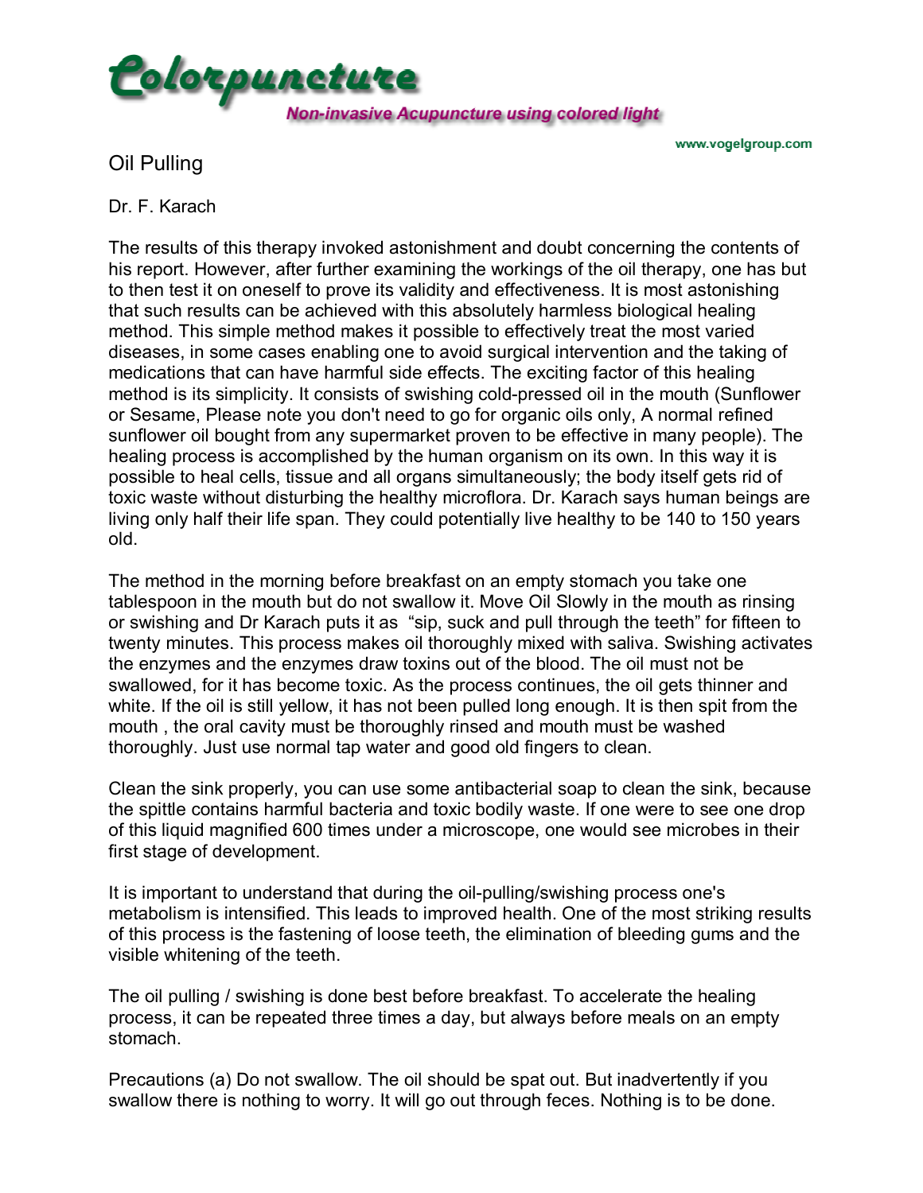# Colorpuncture

*Non-invasive Acupuncture using colored light*

www.vogelgroup.com

## Oil Pulling

Dr. F. Karach

The results of this therapy invoked astonishment and doubt concerning the contents of his report. However, after further examining the workings of the oil therapy, one has but to then test it on oneself to prove its validity and effectiveness. It is most astonishing that such results can be achieved with this absolutely harmless biological healing method. This simple method makes it possible to effectively treat the most varied diseases, in some cases enabling one to avoid surgical intervention and the taking of medications that can have harmful side effects. The exciting factor of this healing method is its simplicity. It consists of swishing cold-pressed oil in the mouth (Sunflower or Sesame, Please note you don't need to go for organic oils only, A normal refined sunflower oil bought from any supermarket proven to be effective in many people). The healing process is accomplished by the human organism on its own. In this way it is possible to heal cells, tissue and all organs simultaneously; the body itself gets rid of toxic waste without disturbing the healthy microflora. Dr. Karach says human beings are living only half their life span. They could potentially live healthy to be 140 to 150 years old.

The method in the morning before breakfast on an empty stomach you take one tablespoon in the mouth but do not swallow it. Move Oil Slowly in the mouth as rinsing or swishing and Dr Karach puts it as "sip, suck and pull through the teeth" for fifteen to twenty minutes. This process makes oil thoroughly mixed with saliva. Swishing activates the enzymes and the enzymes draw toxins out of the blood. The oil must not be swallowed, for it has become toxic. As the process continues, the oil gets thinner and white. If the oil is still yellow, it has not been pulled long enough. It is then spit from the mouth , the oral cavity must be thoroughly rinsed and mouth must be washed thoroughly. Just use normal tap water and good old fingers to clean.

Clean the sink properly, you can use some antibacterial soap to clean the sink, because the spittle contains harmful bacteria and toxic bodily waste. If one were to see one drop of this liquid magnified 600 times under a microscope, one would see microbes in their first stage of development.

It is important to understand that during the oil-pulling/swishing process one's metabolism is intensified. This leads to improved health. One of the most striking results of this process is the fastening of loose teeth, the elimination of bleeding gums and the visible whitening of the teeth.

The oil pulling / swishing is done best before breakfast. To accelerate the healing process, it can be repeated three times a day, but always before meals on an empty stomach.

Precautions (a) Do not swallow. The oil should be spat out. But inadvertently if you swallow there is nothing to worry. It will go out through feces. Nothing is to be done.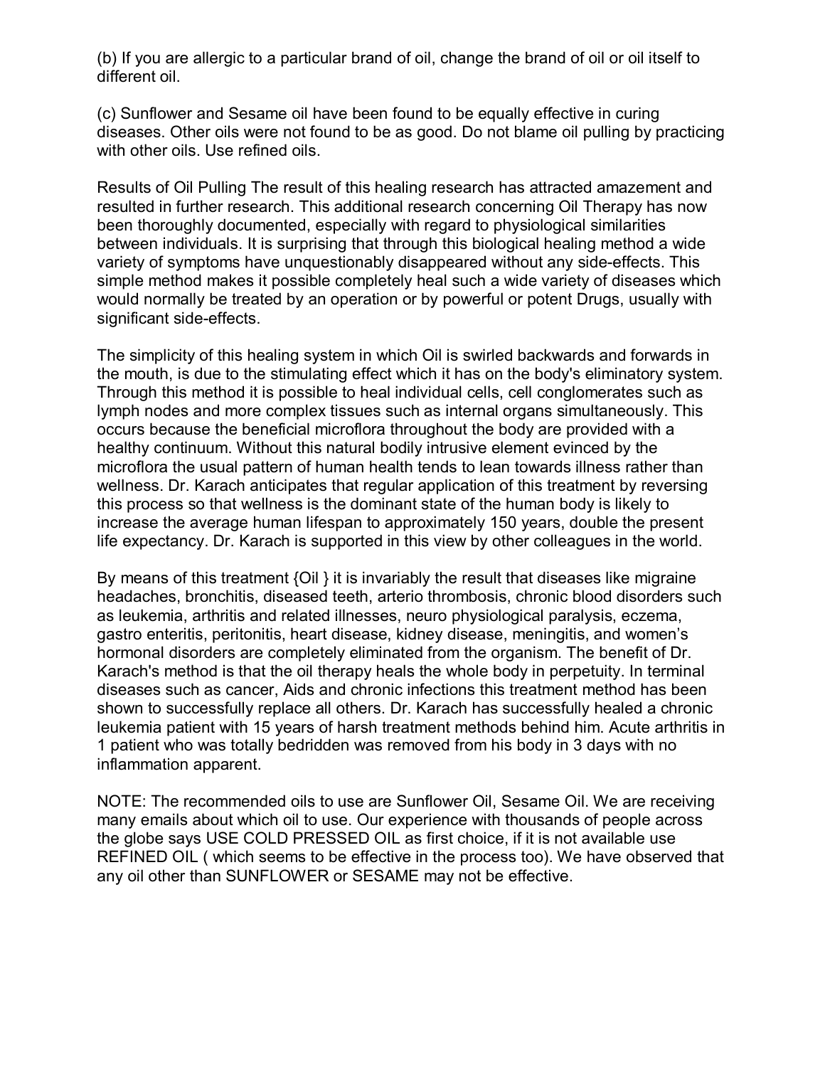(b) If you are allergic to a particular brand of oil, change the brand of oil or oil itself to different oil.

(c) Sunflower and Sesame oil have been found to be equally effective in curing diseases. Other oils were not found to be as good. Do not blame oil pulling by practicing with other oils. Use refined oils.

Results of Oil Pulling The result of this healing research has attracted amazement and resulted in further research. This additional research concerning Oil Therapy has now been thoroughly documented, especially with regard to physiological similarities between individuals. It is surprising that through this biological healing method a wide variety of symptoms have unquestionably disappeared without any side-effects. This simple method makes it possible completely heal such a wide variety of diseases which would normally be treated by an operation or by powerful or potent Drugs, usually with significant side-effects.

The simplicity of this healing system in which Oil is swirled backwards and forwards in the mouth, is due to the stimulating effect which it has on the body's eliminatory system. Through this method it is possible to heal individual cells, cell conglomerates such as lymph nodes and more complex tissues such as internal organs simultaneously. This occurs because the beneficial microflora throughout the body are provided with a healthy continuum. Without this natural bodily intrusive element evinced by the microflora the usual pattern of human health tends to lean towards illness rather than wellness. Dr. Karach anticipates that regular application of this treatment by reversing this process so that wellness is the dominant state of the human body is likely to increase the average human lifespan to approximately 150 years, double the present life expectancy. Dr. Karach is supported in this view by other colleagues in the world.

By means of this treatment {Oil } it is invariably the result that diseases like migraine headaches, bronchitis, diseased teeth, arterio thrombosis, chronic blood disorders such as leukemia, arthritis and related illnesses, neuro physiological paralysis, eczema, gastro enteritis, peritonitis, heart disease, kidney disease, meningitis, and women's hormonal disorders are completely eliminated from the organism. The benefit of Dr. Karach's method is that the oil therapy heals the whole body in perpetuity. In terminal diseases such as cancer, Aids and chronic infections this treatment method has been shown to successfully replace all others. Dr. Karach has successfully healed a chronic leukemia patient with 15 years of harsh treatment methods behind him. Acute arthritis in 1 patient who was totally bedridden was removed from his body in 3 days with no inflammation apparent.

NOTE: The recommended oils to use are Sunflower Oil, Sesame Oil. We are receiving many emails about which oil to use. Our experience with thousands of people across the globe says USE COLD PRESSED OIL as first choice, if it is not available use REFINED OIL ( which seems to be effective in the process too). We have observed that any oil other than SUNFLOWER or SESAME may not be effective.